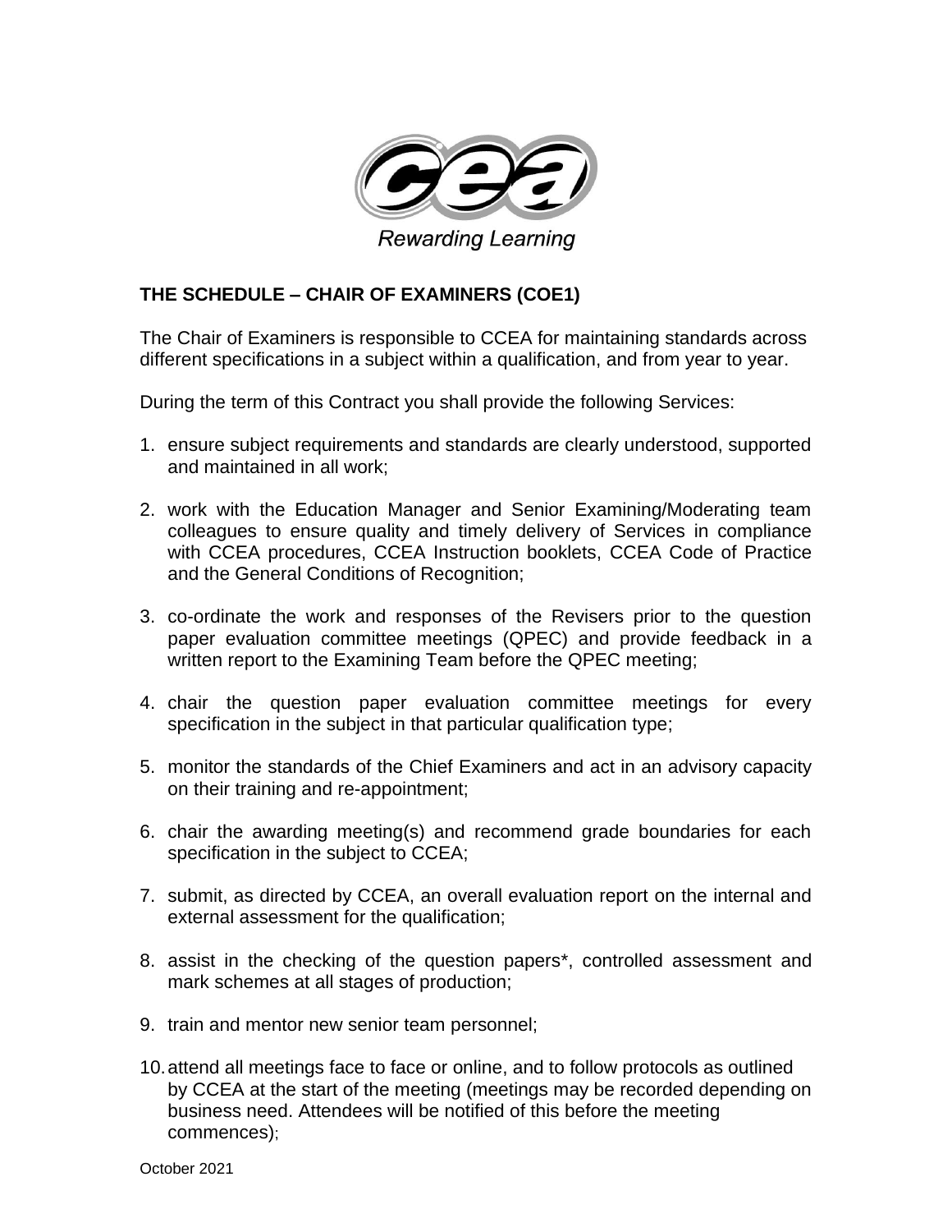Rewarding Learning

**THE SCHEDULE – CHAIR OF EXAMINERS (COE1)**

The Chair of Examiners is responsible to CCEA for maintaining standards across different specifications in a subject within a qualification, and from year to year.

During the term of this Contract you shall provide the following Services:

1. ensure subject requirements and standards are clearly understood, supported and maintained in all work;

2. work with the Education Manager and Senior Examining/Moderating team colleagues to ensure quality and timely delivery of Services in compliance with CCEA procedures, CCEA Instruction booklets, CCEA Code of Practice and the General Conditions of Recognition;

3. co-ordinate the work and responses of the Revisers prior to the question paper evaluation committee meetings (QPEC) and provide feedback in a written report to the Examining Team before the QPEC meeting;

4. chair the question paper evaluation committee meetings for every specification in the subject in that particular qualification type;

5. monitor the standards of the Chief Examiners and act in an advisory capacity on their training and re-appointment;

6. chair the awarding meeting(s) and recommend grade boundaries for each specification in the subject to CCEA;

7. submit, as directed by CCEA, an overall evaluation report on the internal and external assessment for the qualification;

8. assist in the checking of the question papers*, controlled assessment and mark schemes at all stages of production;

9. train and mentor new senior team personnel;

10. attend all meetings face to face or online, and to follow protocols as outlined by CCEA at the start of the meeting (meetings may be recorded depending on business need. Attendees will be notified of this before the meeting commences);

October 2021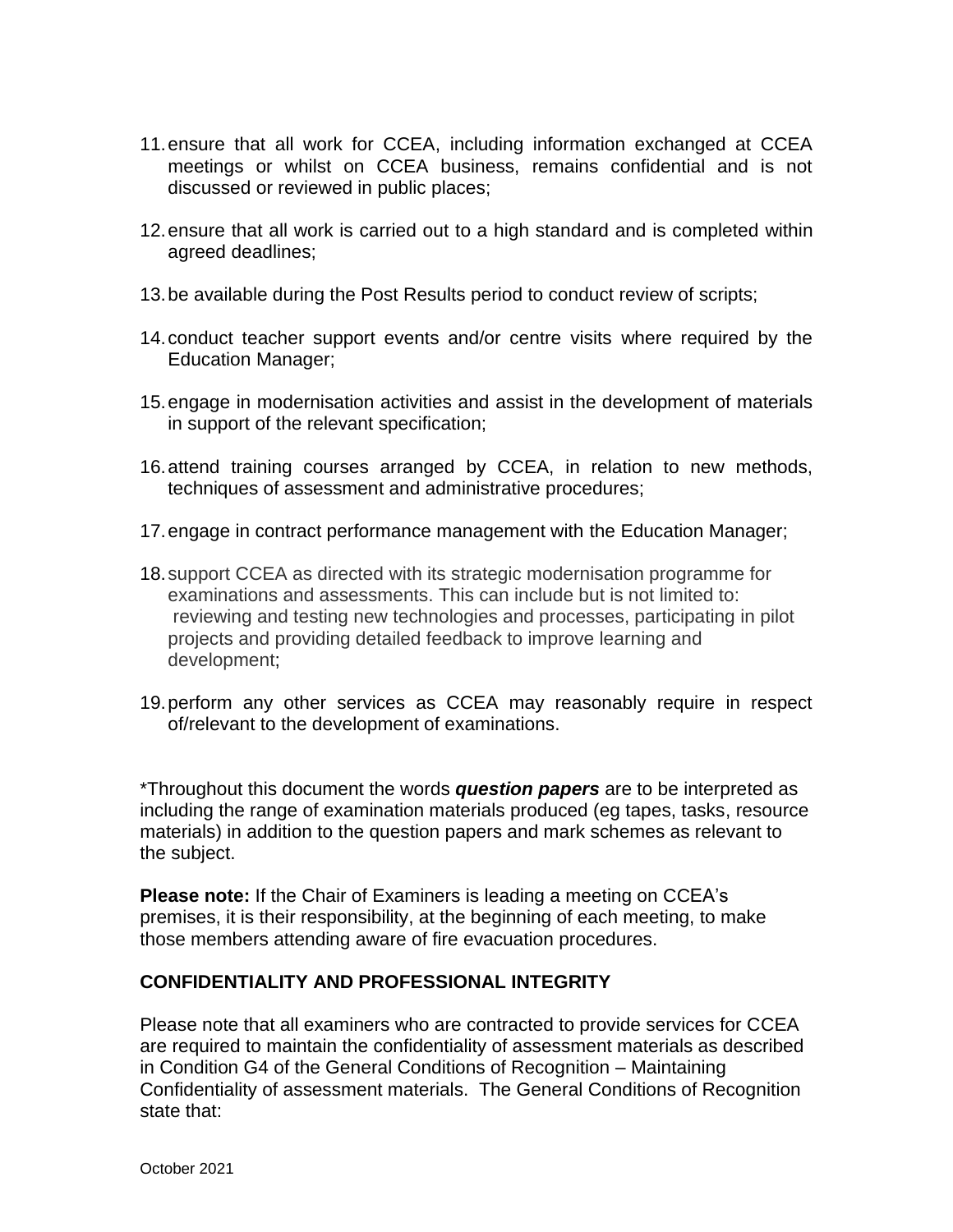11. ensure that all work for CCEA, including information exchanged at CCEA meetings or whilst on CCEA business, remains confidential and is not discussed or reviewed in public places;

12. ensure that all work is carried out to a high standard and is completed within agreed deadlines;

13. be available during the Post Results period to conduct review of scripts;

14. conduct teacher support events and/or centre visits where required by the Education Manager;

15. engage in modernisation activities and assist in the development of materials in support of the relevant specification;

16. attend training courses arranged by CCEA, in relation to new methods, techniques of assessment and administrative procedures;

17. engage in contract performance management with the Education Manager;

18. support CCEA as directed with its strategic modernisation programme for examinations and assessments. This can include but is not limited to: reviewing and testing new technologies and processes, participating in pilot projects and providing detailed feedback to improve learning and development;

19. perform any other services as CCEA may reasonably require in respect of/relevant to the development of examinations.

*Throughout this document the words ***question papers*** are to be interpreted as including the range of examination materials produced (eg tapes, tasks, resource materials) in addition to the question papers and mark schemes as relevant to the subject.

**Please note:** If the Chair of Examiners is leading a meeting on CCEA's premises, it is their responsibility, at the beginning of each meeting, to make those members attending aware of fire evacuation procedures.

## CONFIDENTIALITY AND PROFESSIONAL INTEGRITY

Please note that all examiners who are contracted to provide services for CCEA are required to maintain the confidentiality of assessment materials as described in Condition G4 of the General Conditions of Recognition – Maintaining Confidentiality of assessment materials. The General Conditions of Recognition state that: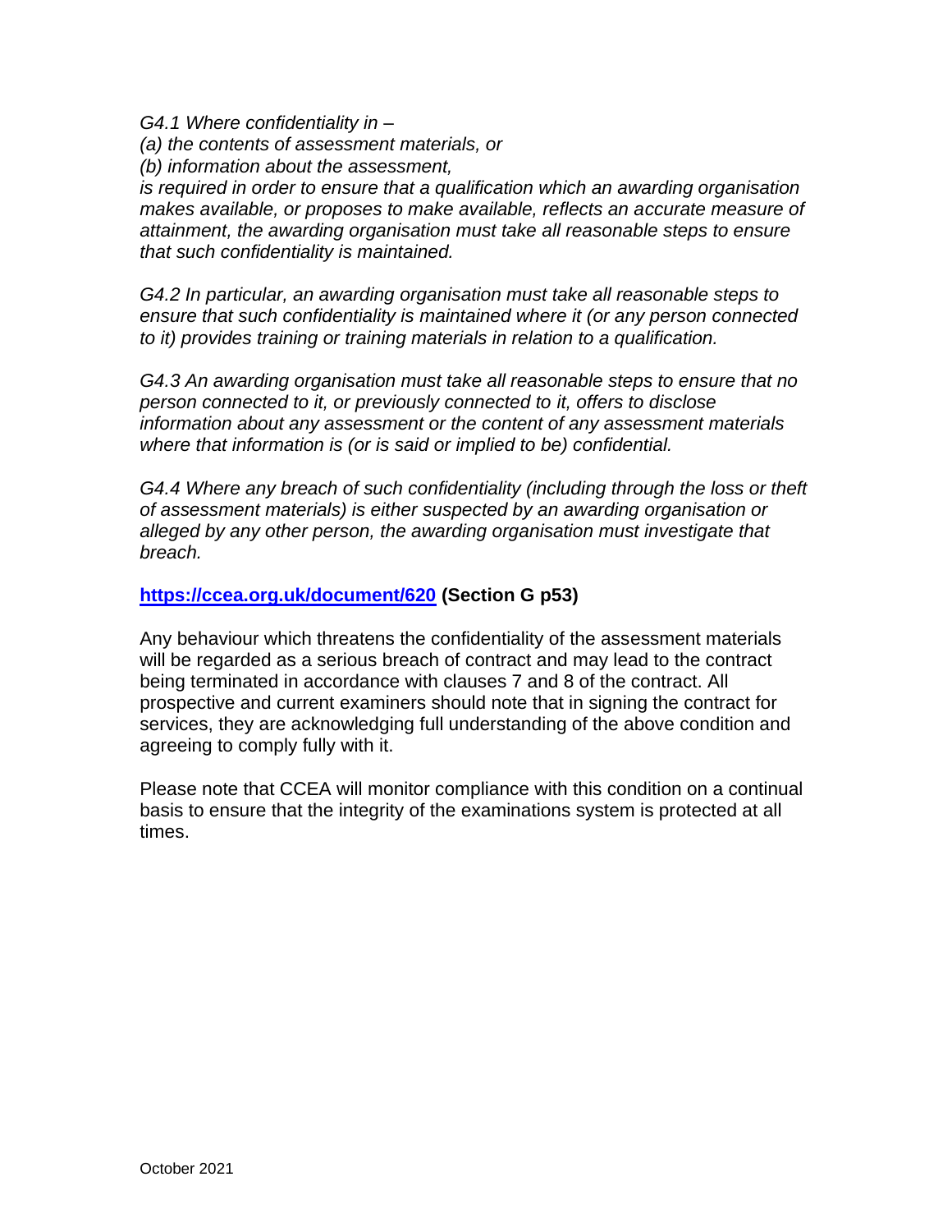*G4.1 Where confidentiality in –*
*(a) the contents of assessment materials, or*
*(b) information about the assessment,*
*is required in order to ensure that a qualification which an awarding organisation makes available, or proposes to make available, reflects an accurate measure of attainment, the awarding organisation must take all reasonable steps to ensure that such confidentiality is maintained.*

*G4.2 In particular, an awarding organisation must take all reasonable steps to ensure that such confidentiality is maintained where it (or any person connected to it) provides training or training materials in relation to a qualification.*

*G4.3 An awarding organisation must take all reasonable steps to ensure that no person connected to it, or previously connected to it, offers to disclose information about any assessment or the content of any assessment materials where that information is (or is said or implied to be) confidential.*

*G4.4 Where any breach of such confidentiality (including through the loss or theft of assessment materials) is either suspected by an awarding organisation or alleged by any other person, the awarding organisation must investigate that breach.*

**[https://ccea.org.uk/document/620](https://ccea.org.uk/document/620) (Section G p53)**

Any behaviour which threatens the confidentiality of the assessment materials will be regarded as a serious breach of contract and may lead to the contract being terminated in accordance with clauses 7 and 8 of the contract. All prospective and current examiners should note that in signing the contract for services, they are acknowledging full understanding of the above condition and agreeing to comply fully with it.

Please note that CCEA will monitor compliance with this condition on a continual basis to ensure that the integrity of the examinations system is protected at all times.

October 2021